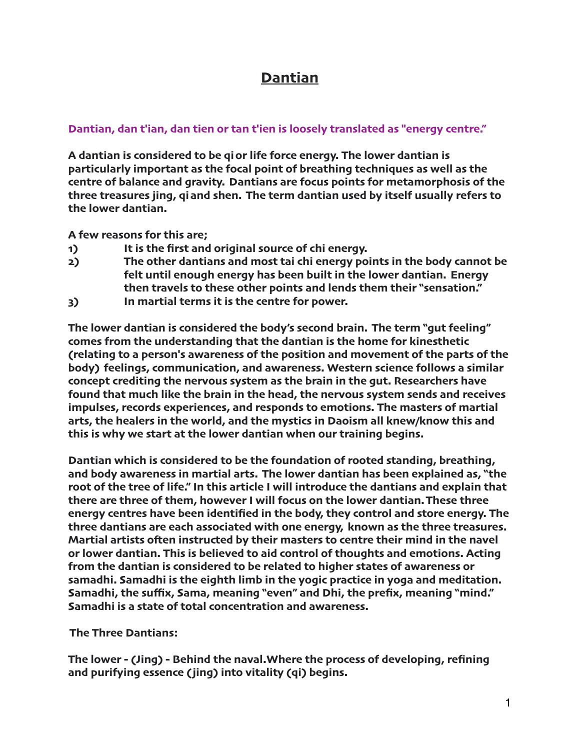# Dantian

**Dantian, dan t'ian, dan tien or tan t'ien is loosely translated as "energy centre."**

**A dantian is considered to be qi or life force energy. The lower dantian is particularly important as the focal point of breathing techniques as well as the centre of balance and gravity. Dantians are focus points for metamorphosis of the three treasures jing, qi and shen. The term dantian used by itself usually refers to the lower dantian.**

**A few reasons for this are;**

1) **It is the first and original source of chi energy.**
2) **The other dantians and most tai chi energy points in the body cannot be felt until enough energy has been built in the lower dantian. Energy then travels to these other points and lends them their "sensation."**
3) **In martial terms it is the centre for power.**

**The lower dantian is considered the body's second brain. The term "gut feeling" comes from the understanding that the dantian is the home for kinesthetic (relating to a person's awareness of the position and movement of the parts of the body) feelings, communication, and awareness. Western science follows a similar concept crediting the nervous system as the brain in the gut. Researchers have found that much like the brain in the head, the nervous system sends and receives impulses, records experiences, and responds to emotions. The masters of martial arts, the healers in the world, and the mystics in Daoism all knew/know this and this is why we start at the lower dantian when our training begins.**

**Dantian which is considered to be the foundation of rooted standing, breathing, and body awareness in martial arts. The lower dantian has been explained as, "the root of the tree of life." In this article I will introduce the dantians and explain that there are three of them, however I will focus on the lower dantian. These three energy centres have been identified in the body, they control and store energy. The three dantians are each associated with one energy, known as the three treasures. Martial artists often instructed by their masters to centre their mind in the navel or lower dantian. This is believed to aid control of thoughts and emotions. Acting from the dantian is considered to be related to higher states of awareness or samadhi. Samadhi is the eighth limb in the yogic practice in yoga and meditation. Samadhi, the suffix, Sama, meaning "even" and Dhi, the prefix, meaning "mind." Samadhi is a state of total concentration and awareness.**

**The Three Dantians:**

**The lower - (Jing) - Behind the naval. Where the process of developing, refining and purifying essence (jing) into vitality (qi) begins.**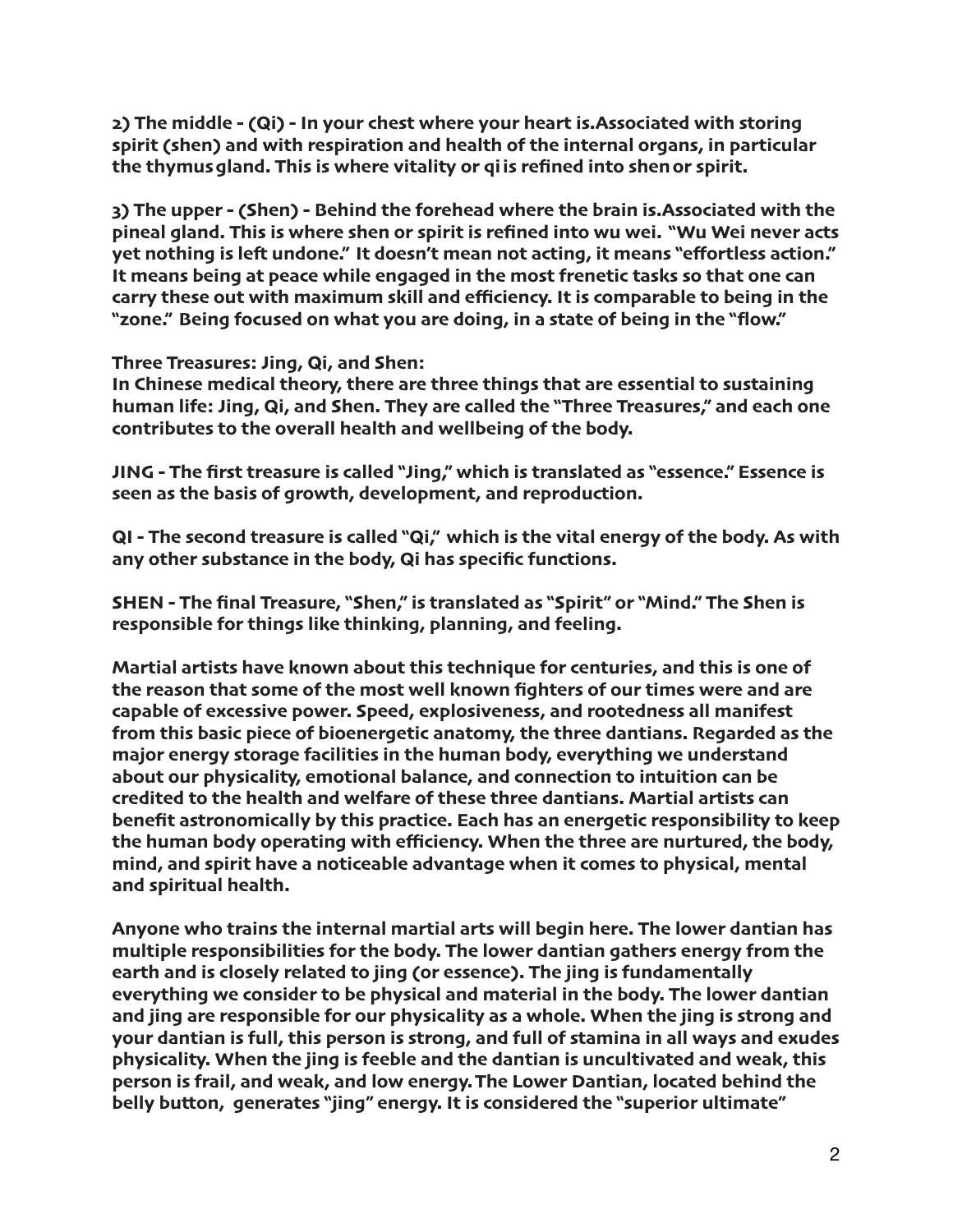**2) The middle - (Qi) - In your chest where your heart is.Associated with storing spirit (shen) and with respiration and health of the internal organs, in particular the thymus gland. This is where vitality or qi is refined into shen or spirit.**

**3) The upper - (Shen) - Behind the forehead where the brain is.Associated with the pineal gland. This is where shen or spirit is refined into wu wei. "Wu Wei never acts yet nothing is left undone." It doesn't mean not acting, it means "effortless action." It means being at peace while engaged in the most frenetic tasks so that one can carry these out with maximum skill and efficiency. It is comparable to being in the "zone." Being focused on what you are doing, in a state of being in the "flow."**

**Three Treasures: Jing, Qi, and Shen:**
**In Chinese medical theory, there are three things that are essential to sustaining human life: Jing, Qi, and Shen. They are called the "Three Treasures," and each one contributes to the overall health and wellbeing of the body.**

**JING - The first treasure is called "Jing," which is translated as "essence." Essence is seen as the basis of growth, development, and reproduction.**

**QI - The second treasure is called "Qi," which is the vital energy of the body. As with any other substance in the body, Qi has specific functions.**

**SHEN - The final Treasure, "Shen," is translated as "Spirit" or "Mind." The Shen is responsible for things like thinking, planning, and feeling.**

**Martial artists have known about this technique for centuries, and this is one of the reason that some of the most well known fighters of our times were and are capable of excessive power. Speed, explosiveness, and rootedness all manifest from this basic piece of bioenergetic anatomy, the three dantians. Regarded as the major energy storage facilities in the human body, everything we understand about our physicality, emotional balance, and connection to intuition can be credited to the health and welfare of these three dantians. Martial artists can benefit astronomically by this practice. Each has an energetic responsibility to keep the human body operating with efficiency. When the three are nurtured, the body, mind, and spirit have a noticeable advantage when it comes to physical, mental and spiritual health.**

**Anyone who trains the internal martial arts will begin here. The lower dantian has multiple responsibilities for the body. The lower dantian gathers energy from the earth and is closely related to jing (or essence). The jing is fundamentally everything we consider to be physical and material in the body. The lower dantian and jing are responsible for our physicality as a whole. When the jing is strong and your dantian is full, this person is strong, and full of stamina in all ways and exudes physicality. When the jing is feeble and the dantian is uncultivated and weak, this person is frail, and weak, and low energy.The Lower Dantian, located behind the belly button, generates "jing" energy. It is considered the "superior ultimate"**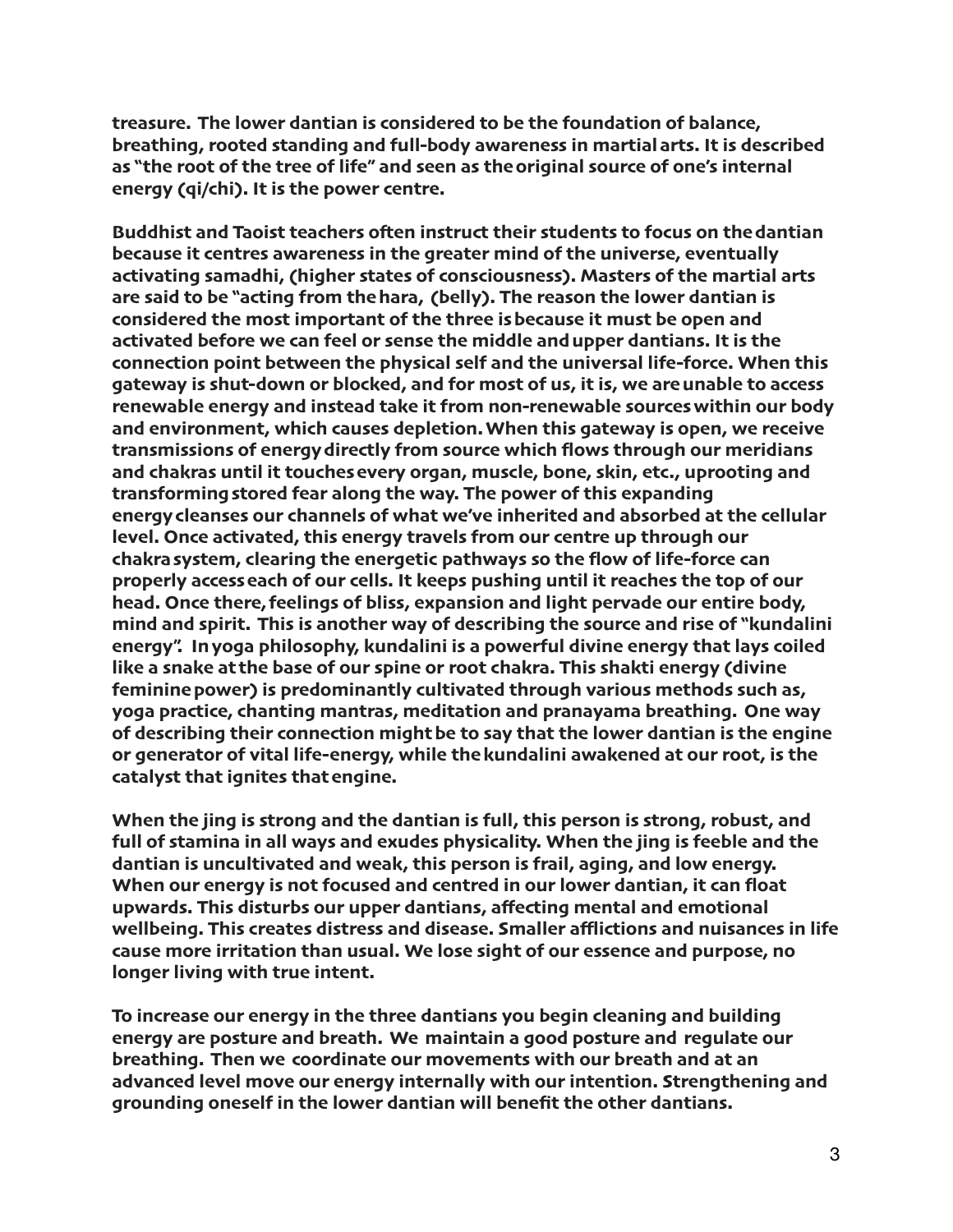**treasure. The lower dantian is considered to be the foundation of balance, breathing, rooted standing and full-body awareness in martial arts. It is described as "the root of the tree of life" and seen as the original source of one's internal energy (qi/chi). It is the power centre.**

**Buddhist and Taoist teachers often instruct their students to focus on the dantian because it centres awareness in the greater mind of the universe, eventually activating samadhi, (higher states of consciousness). Masters of the martial arts are said to be "acting from the hara, (belly). The reason the lower dantian is considered the most important of the three is because it must be open and activated before we can feel or sense the middle and upper dantians. It is the connection point between the physical self and the universal life-force. When this gateway is shut-down or blocked, and for most of us, it is, we are unable to access renewable energy and instead take it from non-renewable sources within our body and environment, which causes depletion. When this gateway is open, we receive transmissions of energy directly from source which flows through our meridians and chakras until it touches every organ, muscle, bone, skin, etc., uprooting and transforming stored fear along the way. The power of this expanding energy cleanses our channels of what we've inherited and absorbed at the cellular level. Once activated, this energy travels from our centre up through our chakra system, clearing the energetic pathways so the flow of life-force can properly access each of our cells. It keeps pushing until it reaches the top of our head. Once there, feelings of bliss, expansion and light pervade our entire body, mind and spirit. This is another way of describing the source and rise of "kundalini energy". In yoga philosophy, kundalini is a powerful divine energy that lays coiled like a snake at the base of our spine or root chakra. This shakti energy (divine feminine power) is predominantly cultivated through various methods such as, yoga practice, chanting mantras, meditation and pranayama breathing. One way of describing their connection might be to say that the lower dantian is the engine or generator of vital life-energy, while the kundalini awakened at our root, is the catalyst that ignites that engine.**

**When the jing is strong and the dantian is full, this person is strong, robust, and full of stamina in all ways and exudes physicality. When the jing is feeble and the dantian is uncultivated and weak, this person is frail, aging, and low energy. When our energy is not focused and centred in our lower dantian, it can float upwards. This disturbs our upper dantians, affecting mental and emotional wellbeing. This creates distress and disease. Smaller afflictions and nuisances in life cause more irritation than usual. We lose sight of our essence and purpose, no longer living with true intent.**

**To increase our energy in the three dantians you begin cleaning and building energy are posture and breath. We maintain a good posture and regulate our breathing. Then we coordinate our movements with our breath and at an advanced level move our energy internally with our intention. Strengthening and grounding oneself in the lower dantian will benefit the other dantians.**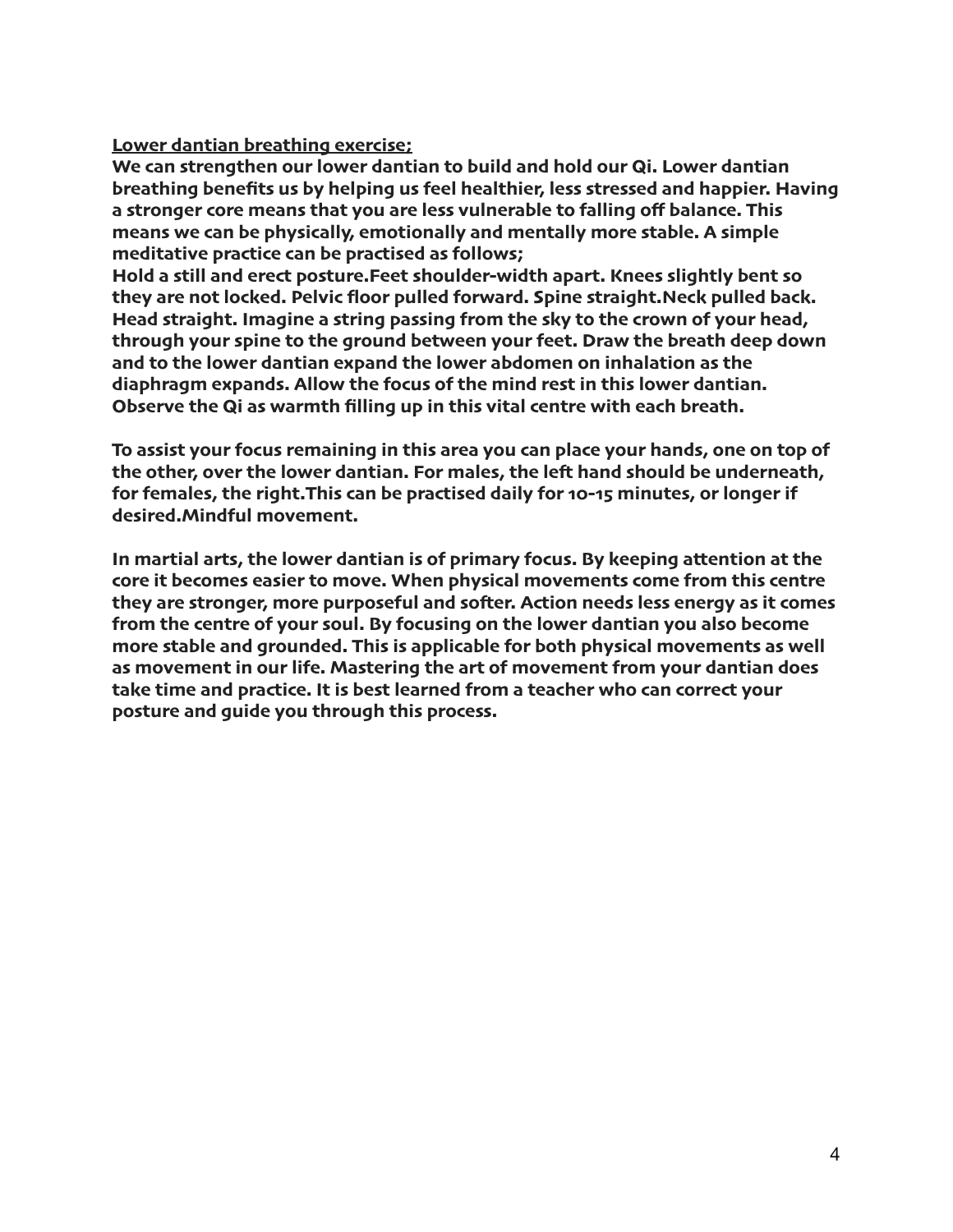**Lower dantian breathing exercise;**

**We can strengthen our lower dantian to build and hold our Qi. Lower dantian breathing benefits us by helping us feel healthier, less stressed and happier. Having a stronger core means that you are less vulnerable to falling off balance. This means we can be physically, emotionally and mentally more stable. A simple meditative practice can be practised as follows;**

**Hold a still and erect posture.Feet shoulder-width apart. Knees slightly bent so they are not locked. Pelvic floor pulled forward. Spine straight.Neck pulled back. Head straight. Imagine a string passing from the sky to the crown of your head, through your spine to the ground between your feet. Draw the breath deep down and to the lower dantian expand the lower abdomen on inhalation as the diaphragm expands. Allow the focus of the mind rest in this lower dantian. Observe the Qi as warmth filling up in this vital centre with each breath.**

**To assist your focus remaining in this area you can place your hands, one on top of the other, over the lower dantian. For males, the left hand should be underneath, for females, the right.This can be practised daily for 10-15 minutes, or longer if desired.Mindful movement.**

**In martial arts, the lower dantian is of primary focus. By keeping attention at the core it becomes easier to move. When physical movements come from this centre they are stronger, more purposeful and softer. Action needs less energy as it comes from the centre of your soul. By focusing on the lower dantian you also become more stable and grounded. This is applicable for both physical movements as well as movement in our life. Mastering the art of movement from your dantian does take time and practice. It is best learned from a teacher who can correct your posture and guide you through this process.**